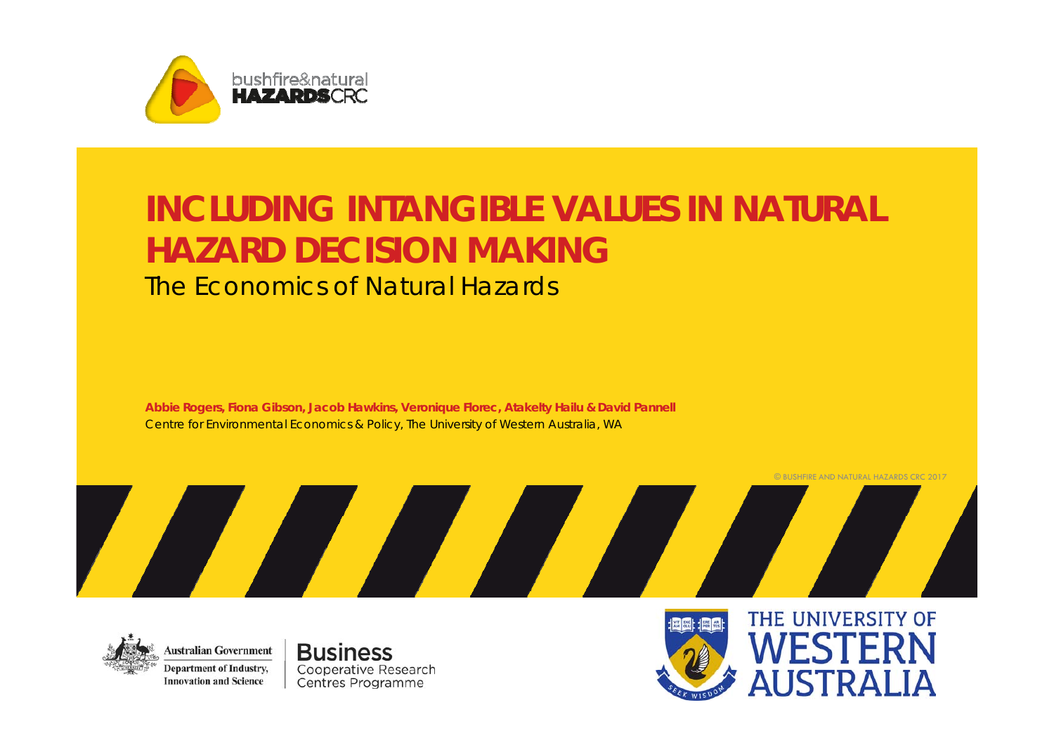bushfire&natural HAZARDSCRC

# INCLUDING INTANGIBLE VALUES IN NATURAL HAZARD DECISION MAKING

## The Economics of Natural Hazards

**Abbie Rogers, Fiona Gibson, Jacob Hawkins, Veronique Florec, Atakelty Hailu & David Pannell**

Centre for Environmental Economics & Policy, The University of Western Australia, WA

© BUSHFIRE AND NATURAL HAZARDS CRC 2017

Australian Government Department of Industry, Innovation and Science

Business Cooperative Research Centres Programme

THE UNIVERSITY OF WESTERN AUSTRALIA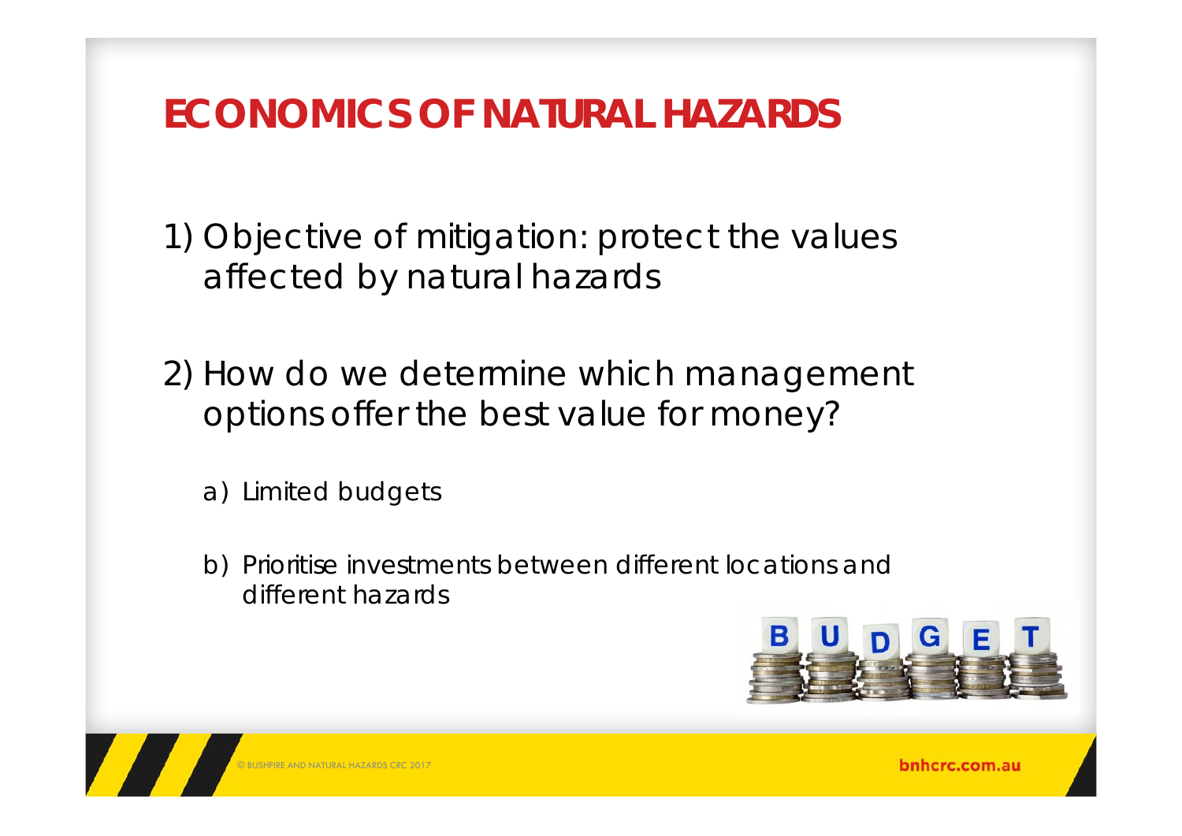# ECONOMICS OF NATURAL HAZARDS

1) Objective of mitigation: protect the values affected by natural hazards

2) How do we determine which management options offer the best value for money?

   a) Limited budgets

   b) Prioritise investments between different locations and different hazards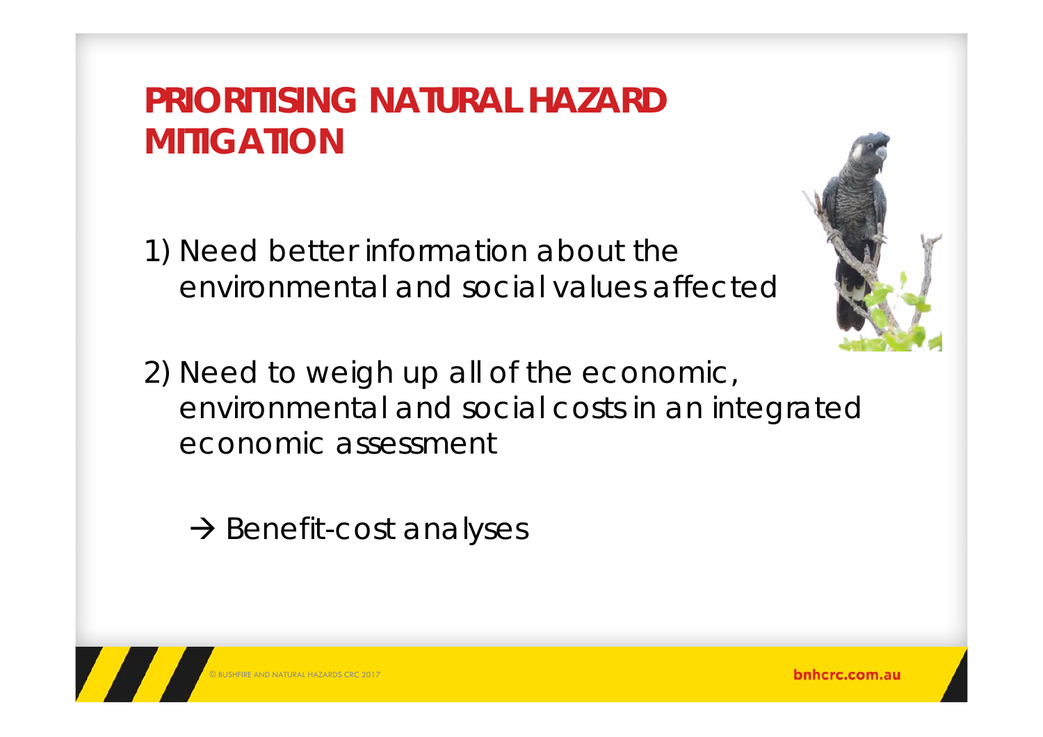# PRIORITISING NATURAL HAZARD MITIGATION

1) Need better information about the environmental and social values affected

2) Need to weigh up all of the economic, environmental and social costs in an integrated economic assessment

   → Benefit-cost analyses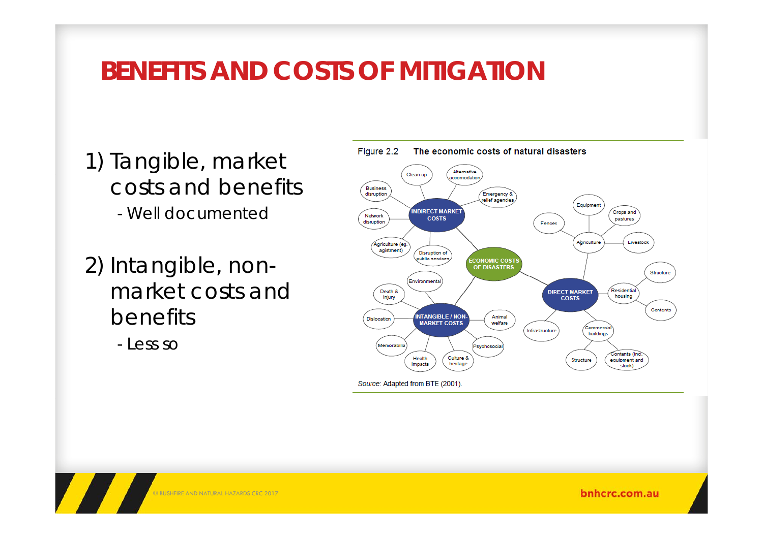# BENEFITS AND COSTS OF MITIGATION

1) Tangible, market costs and benefits
   - Well documented

2) Intangible, non-market costs and benefits
   - Less so

Figure 2.2 The economic costs of natural disasters

ECONOMIC COSTS OF DISASTERS

INDIRECT MARKET COSTS
Clean-up
Alternative accomodation
Emergency & relief agencies
Business disruption
Network disruption
Agriculture (eg. agistment)
Disruption of public services

DIRECT MARKET COSTS
Agriculture
Fences
Equipment
Crops and pastures
Livestock
Residential housing
Structure
Contents
Infrastructure
Commercial buildings
Structure
Contents (incl. equipment and stock)

INTANGIBLE / NON-MARKET COSTS
Environmental
Death & injury
Dislocation
Memorabilia
Health impacts
Culture & heritage
Psychosocial
Animal welfare

*Source*: Adapted from BTE (2001).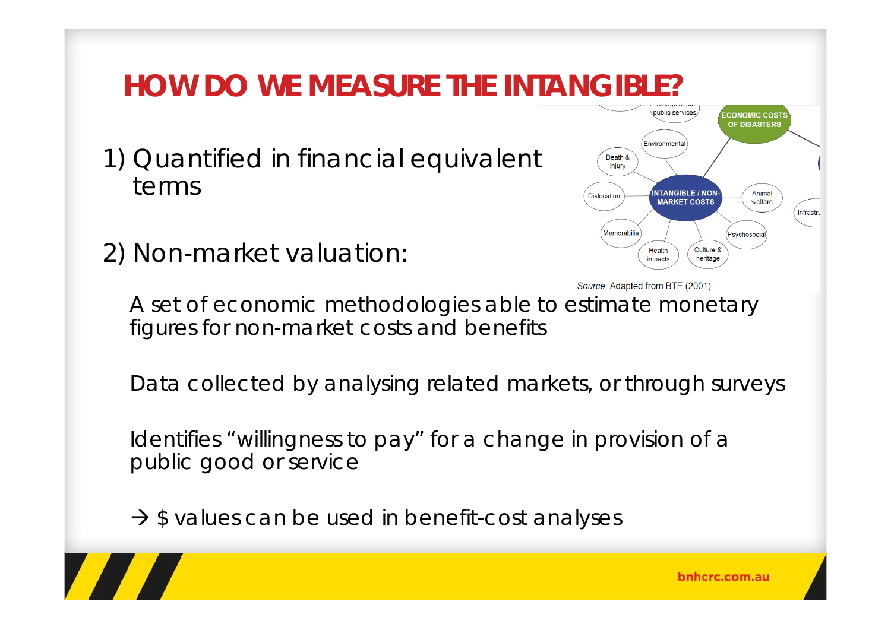# HOW DO WE MEASURE THE INTANGIBLE?

1) Quantified in financial equivalent terms

2) Non-market valuation:

Source: Adapted from BTE (2001).

A set of economic methodologies able to estimate monetary figures for non-market costs and benefits

Data collected by analysing related markets, or through surveys

Identifies "willingness to pay" for a change in provision of a public good or service

→ $ values can be used in benefit-cost analyses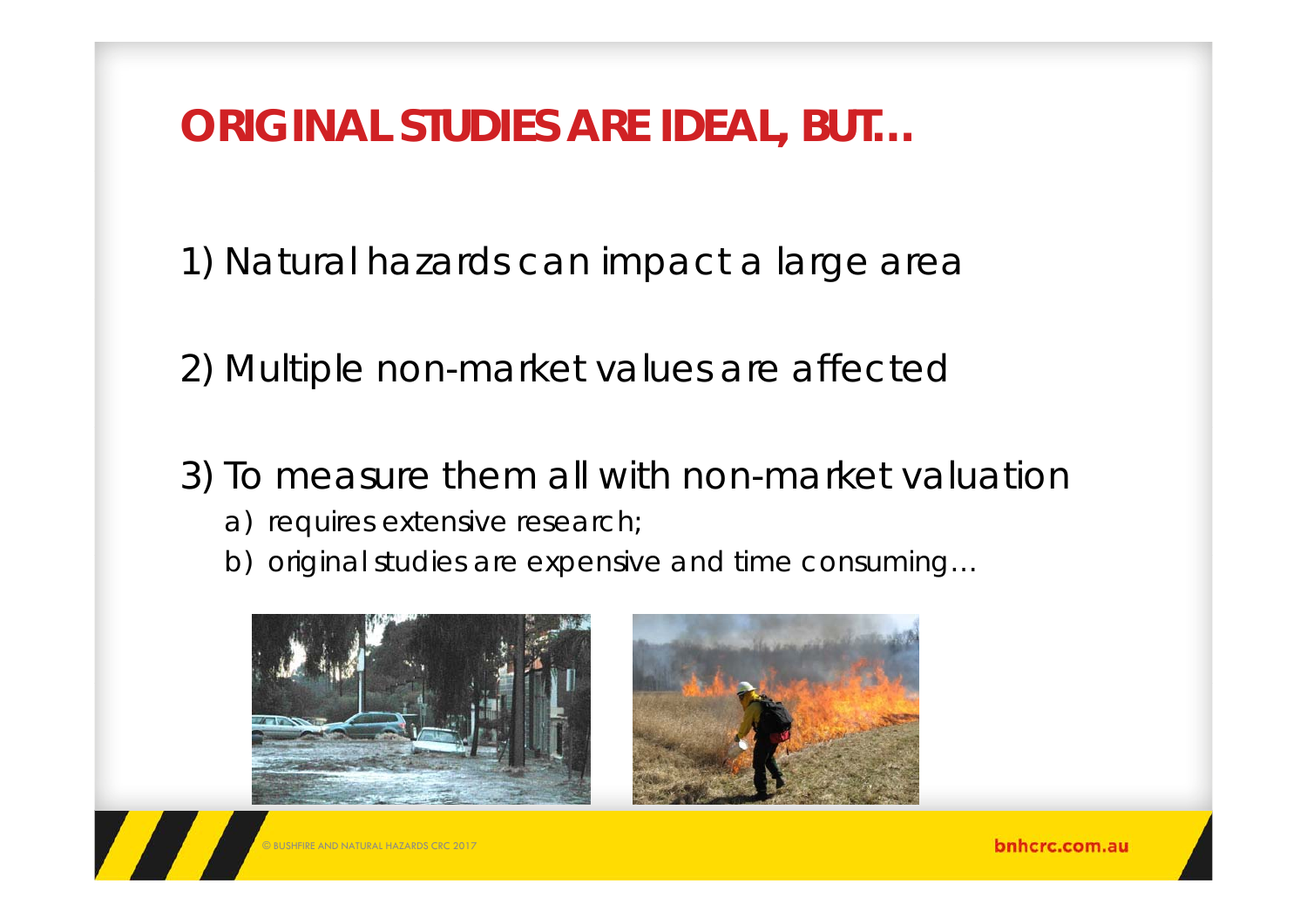# ORIGINAL STUDIES ARE IDEAL, BUT…

1) Natural hazards can impact a large area

2) Multiple non-market values are affected

3) To measure them all with non-market valuation
   a) requires extensive research;
   b) original studies are expensive and time consuming…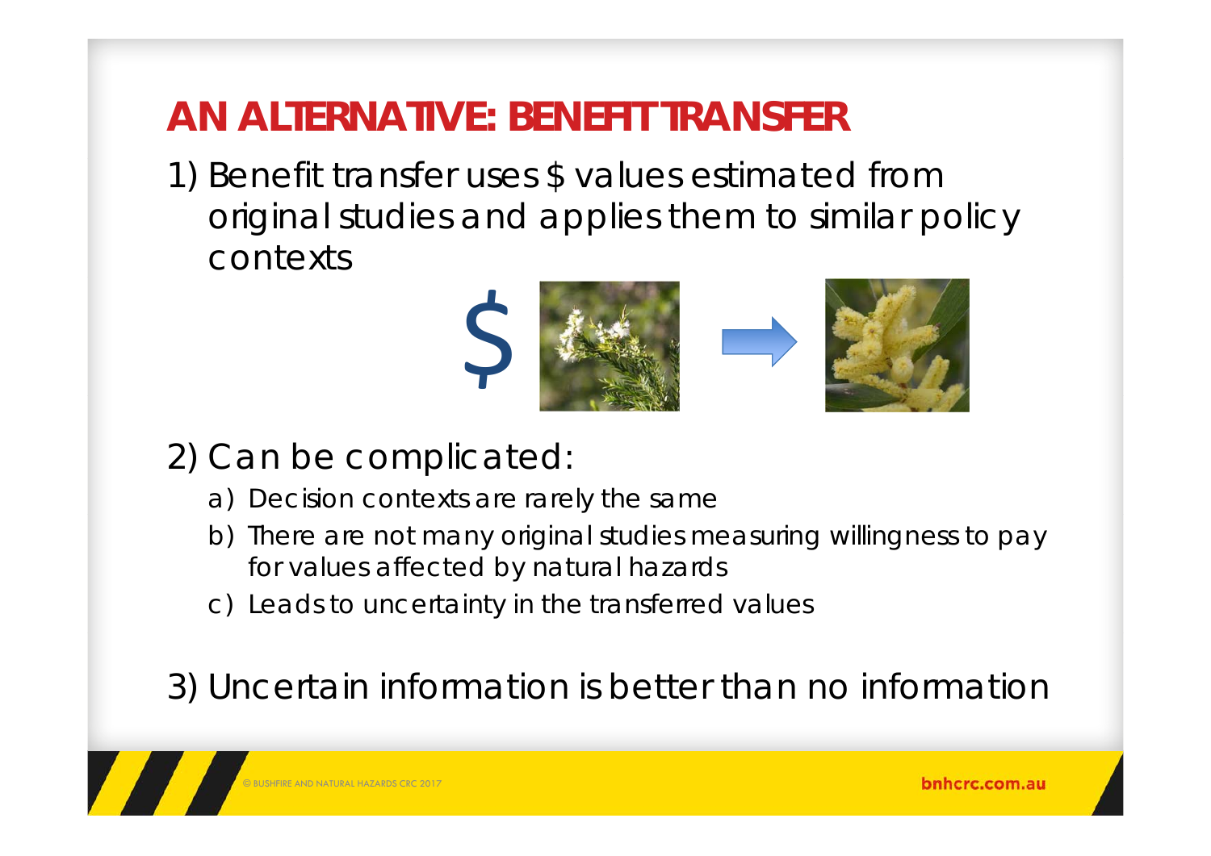# AN ALTERNATIVE: BENEFIT TRANSFER

1) Benefit transfer uses $ values estimated from original studies and applies them to similar policy contexts

2) Can be complicated:
   a) Decision contexts are rarely the same
   b) There are not many original studies measuring willingness to pay for values affected by natural hazards
   c) Leads to uncertainty in the transferred values

3) Uncertain information is better than no information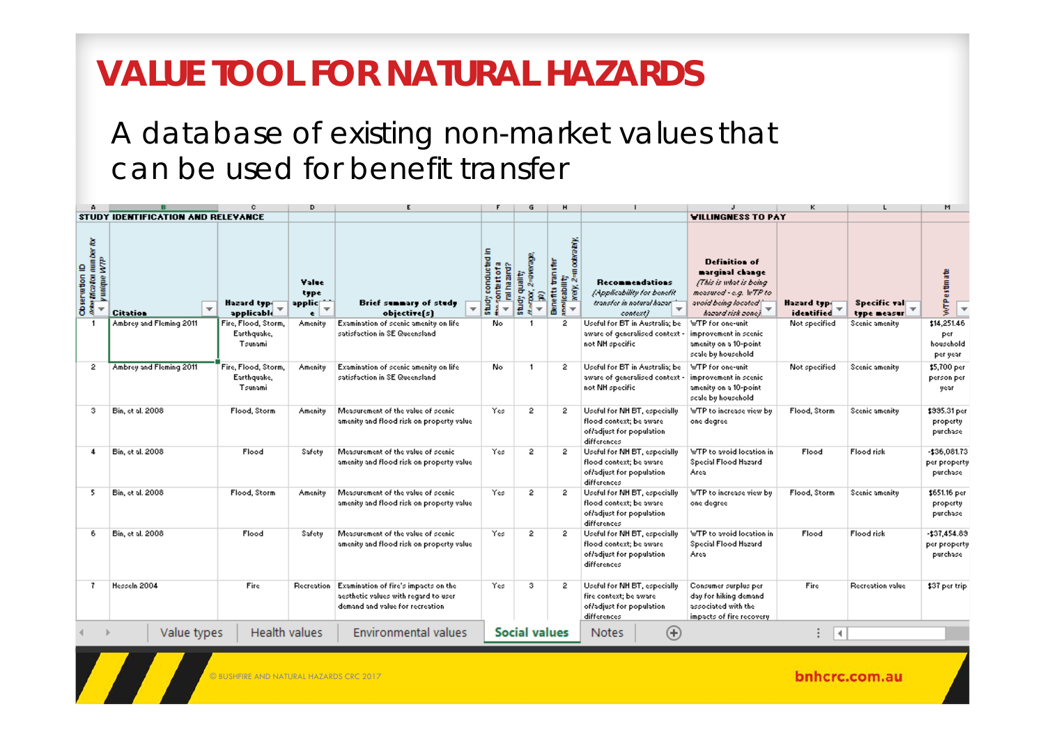# VALUE TOOL FOR NATURAL HAZARDS

A database of existing non-market values that can be used for benefit transfer

| STUDY IDENTIFICATION AND RELEVANCE | | | | | | | | | WILLINGNESS TO PAY | | | |
|---|---|---|---|---|---|---|---|---|---|---|---|---|
| Observation ID (Note: identification number for unique WTP) | Citation | Hazard type applicable | Value type applicable | Brief summary of study objective(s) | Study conducted in the context of a natural hazard? | Study quality (1=poor, 2=average, 3=good) | Benefits transfer applicability (1=poorly, 2=moderately, 3=well) | Recommendations (Applicability for benefit transfer in natural hazard context) | Definition of marginal change (This is what is being measured - e.g. WTP to avoid being located in hazard risk zone) | Hazard type identified | Specific value type measured | WTP estimate |
| 1 | Ambrey and Fleming 2011 | Fire, Flood, Storm, Earthquake, Tsunami | Amenity | Examination of scenic amenity on life satisfaction in SE Queensland | No | 1 | 2 | Useful for BT in Australia; be aware of generalized context - not NH specific | WTP for one-unit improvement in scenic amenity on a 10-point scale by household | Not specified | Scenic amenity | $14,251.46 per household per year |
| 2 | Ambrey and Fleming 2011 | Fire, Flood, Storm, Earthquake, Tsunami | Amenity | Examination of scenic amenity on life satisfaction in SE Queensland | No | 1 | 2 | Useful for BT in Australia; be aware of generalized context - not NH specific | WTP for one-unit improvement in scenic amenity on a 10-point scale by household | Not specified | Scenic amenity | $5,700 per person per year |
| 3 | Bin, et al. 2008 | Flood, Storm | Amenity | Measurement of the value of scenic amenity and flood risk on property value | Yes | 2 | 2 | Useful for NH BT, especially flood context; be aware of/adjust for population differences | WTP to increase view by one degree | Flood, Storm | Scenic amenity | $395.31 per property purchase |
| 4 | Bin, et al. 2008 | Flood | Safety | Measurement of the value of scenic amenity and flood risk on property value | Yes | 2 | 2 | Useful for NH BT, especially flood context; be aware of/adjust for population differences | WTP to avoid location in Special Flood Hazard Area | Flood | Flood risk | -$36,081.73 per property purchase |
| 5 | Bin, et al. 2008 | Flood, Storm | Amenity | Measurement of the value of scenic amenity and flood risk on property value | Yes | 2 | 2 | Useful for NH BT, especially flood context; be aware of/adjust for population differences | WTP to increase view by one degree | Flood, Storm | Scenic amenity | $651.16 per property purchase |
| 6 | Bin, et al. 2008 | Flood | Safety | Measurement of the value of scenic amenity and flood risk on property value | Yes | 2 | 2 | Useful for NH BT, especially flood context; be aware of/adjust for population differences | WTP to avoid location in Special Flood Hazard Area | Flood | Flood risk | -$37,454.89 per property purchase |
| 7 | Hesseln 2004 | Fire | Recreation | Examination of fire's impacts on the aesthetic values with regard to user demand and value for recreation | Yes | 3 | 2 | Useful for NH BT, especially fire context; be aware of/adjust for population differences | Consumer surplus per day for hiking demand associated with the impacts of fire recovery | Fire | Recreation value | $37 per trip |

Value types | Health values | Environmental values | **Social values** | Notes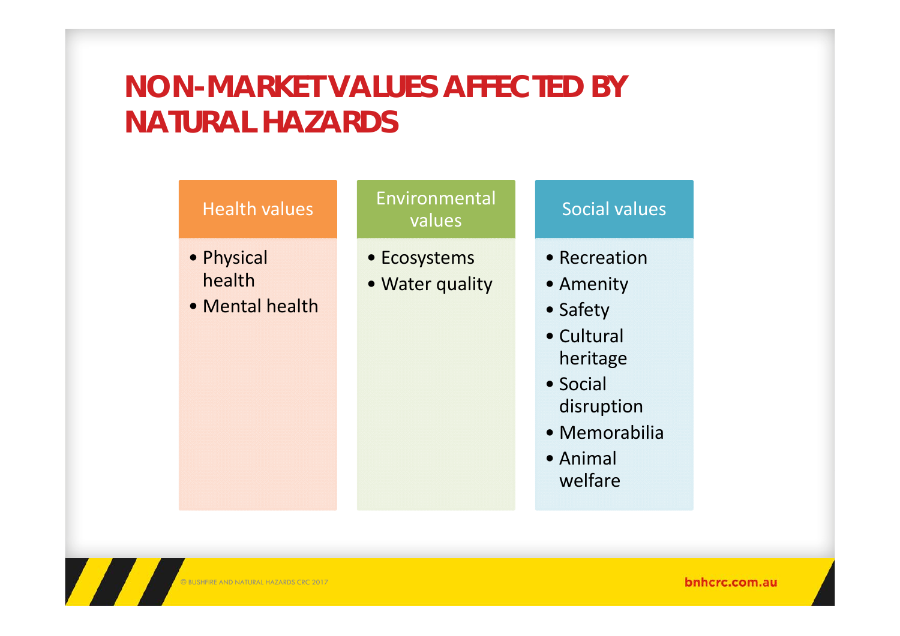# NON-MARKET VALUES AFFECTED BY NATURAL HAZARDS

### Health values

- Physical health
- Mental health

### Environmental values

- Ecosystems
- Water quality

### Social values

- Recreation
- Amenity
- Safety
- Cultural heritage
- Social disruption
- Memorabilia
- Animal welfare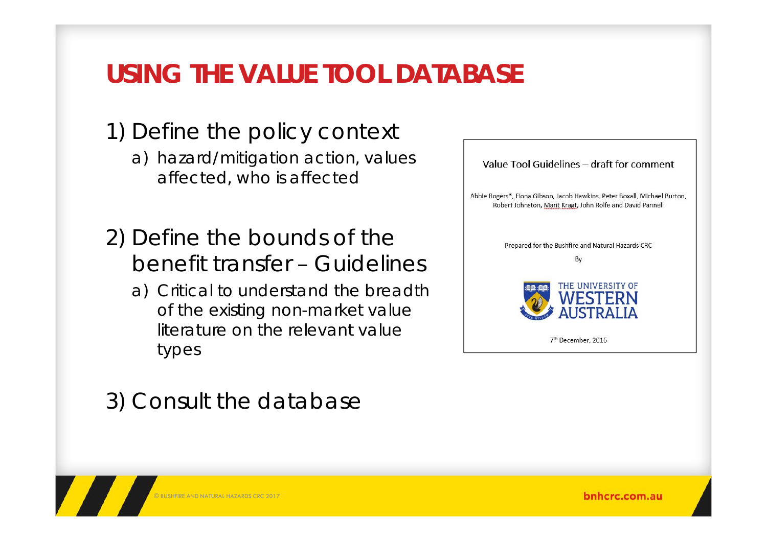# USING THE VALUE TOOL DATABASE

1) Define the policy context
   a) hazard/mitigation action, values affected, who is affected

2) Define the bounds of the benefit transfer – Guidelines
   a) Critical to understand the breadth of the existing non-market value literature on the relevant value types

3) Consult the database

Value Tool Guidelines – draft for comment

Abbie Rogers*, Fiona Gibson, Jacob Hawkins, Peter Boxall, Michael Burton, Robert Johnston, Marit Kragt, John Rolfe and David Pannell

Prepared for the Bushfire and Natural Hazards CRC

By

THE UNIVERSITY OF WESTERN AUSTRALIA

7th December, 2016

© BUSHFIRE AND NATURAL HAZARDS CRC 2017

bnhcrc.com.au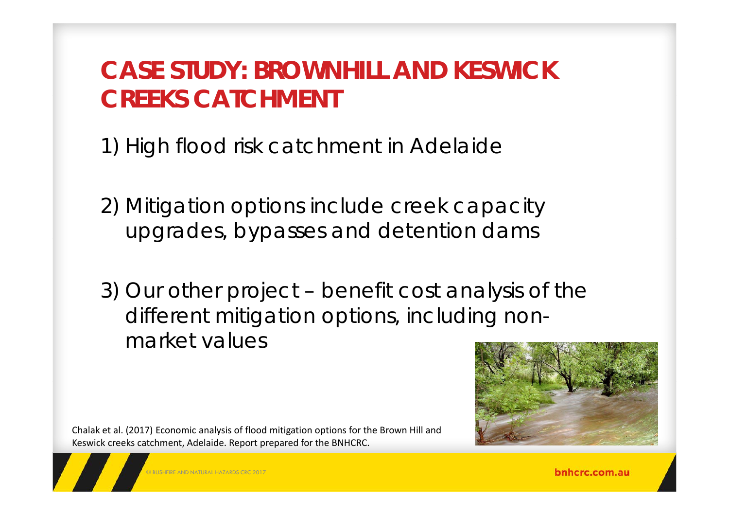# CASE STUDY: BROWNHILL AND KESWICK CREEKS CATCHMENT

1) High flood risk catchment in Adelaide

2) Mitigation options include creek capacity upgrades, bypasses and detention dams

3) Our other project – benefit cost analysis of the different mitigation options, including non-market values

Chalak et al. (2017) Economic analysis of flood mitigation options for the Brown Hill and Keswick creeks catchment, Adelaide. Report prepared for the BNHCRC.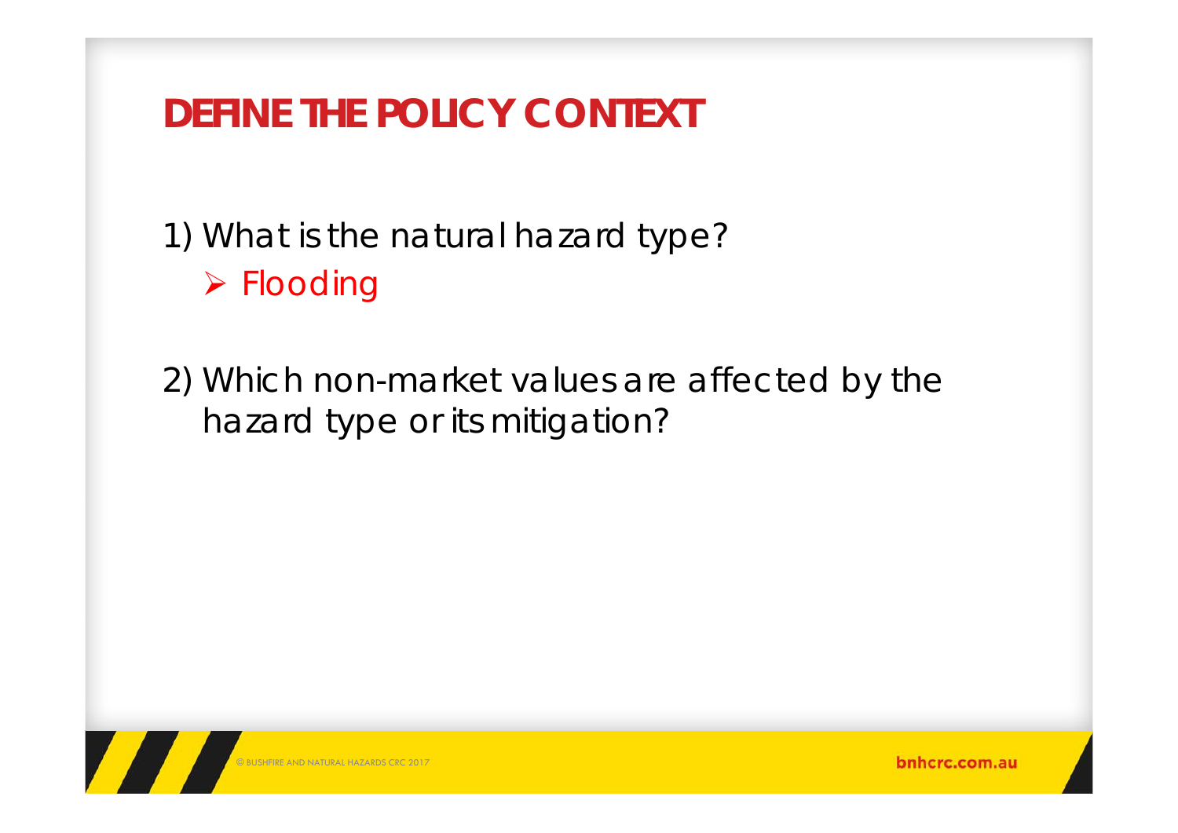# DEFINE THE POLICY CONTEXT

1) What is the natural hazard type?
   - Flooding

2) Which non-market values are affected by the hazard type or its mitigation?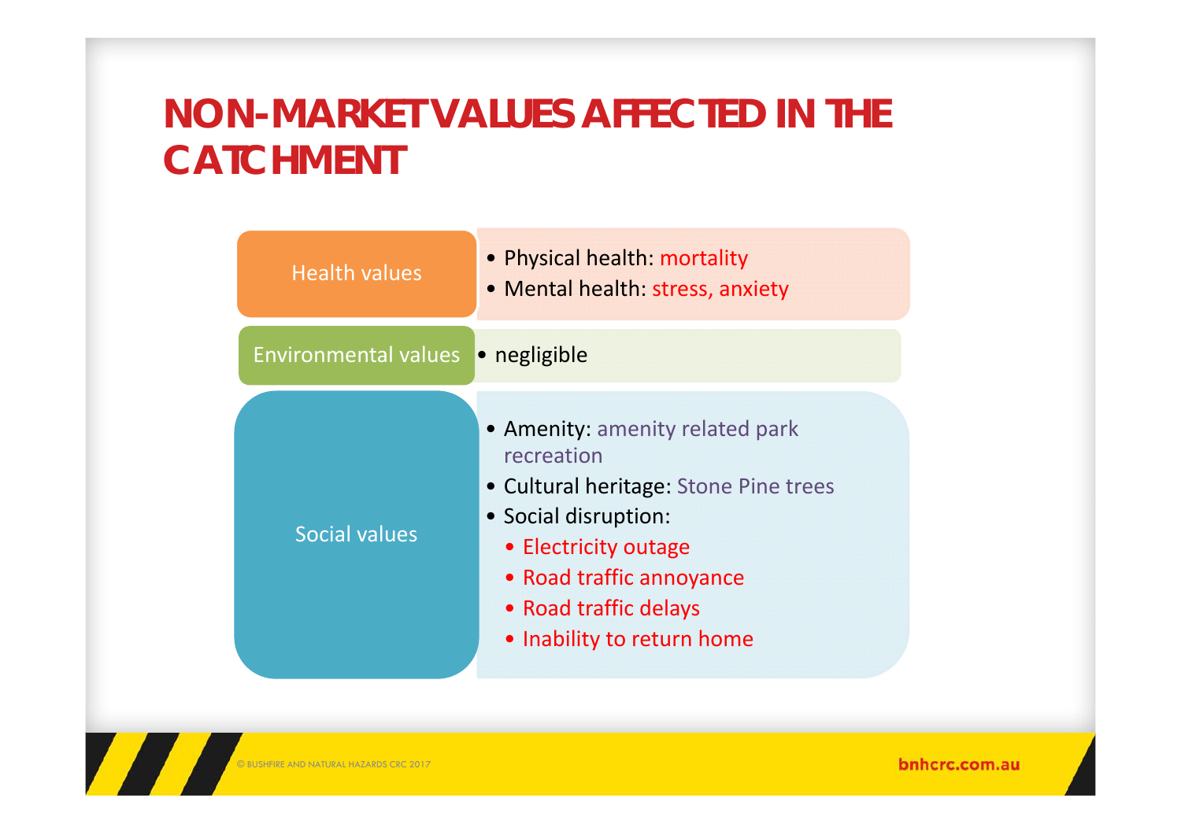# NON-MARKET VALUES AFFECTED IN THE CATCHMENT

**Health values**

- Physical health: mortality
- Mental health: stress, anxiety

**Environmental values**

- negligible

**Social values**

- Amenity: amenity related park recreation
- Cultural heritage: Stone Pine trees
- Social disruption:
  - Electricity outage
  - Road traffic annoyance
  - Road traffic delays
  - Inability to return home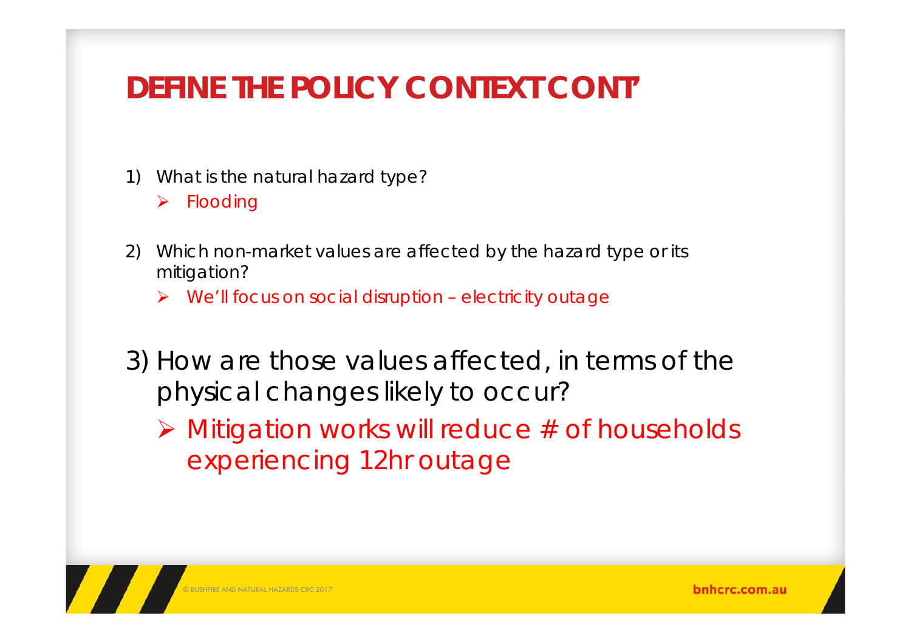# DEFINE THE POLICY CONTEXT CONT'

1) What is the natural hazard type?
   - Flooding

2) Which non-market values are affected by the hazard type or its mitigation?
   - We'll focus on social disruption – electricity outage

3) How are those values affected, in terms of the physical changes likely to occur?
   - Mitigation works will reduce # of households experiencing 12hr outage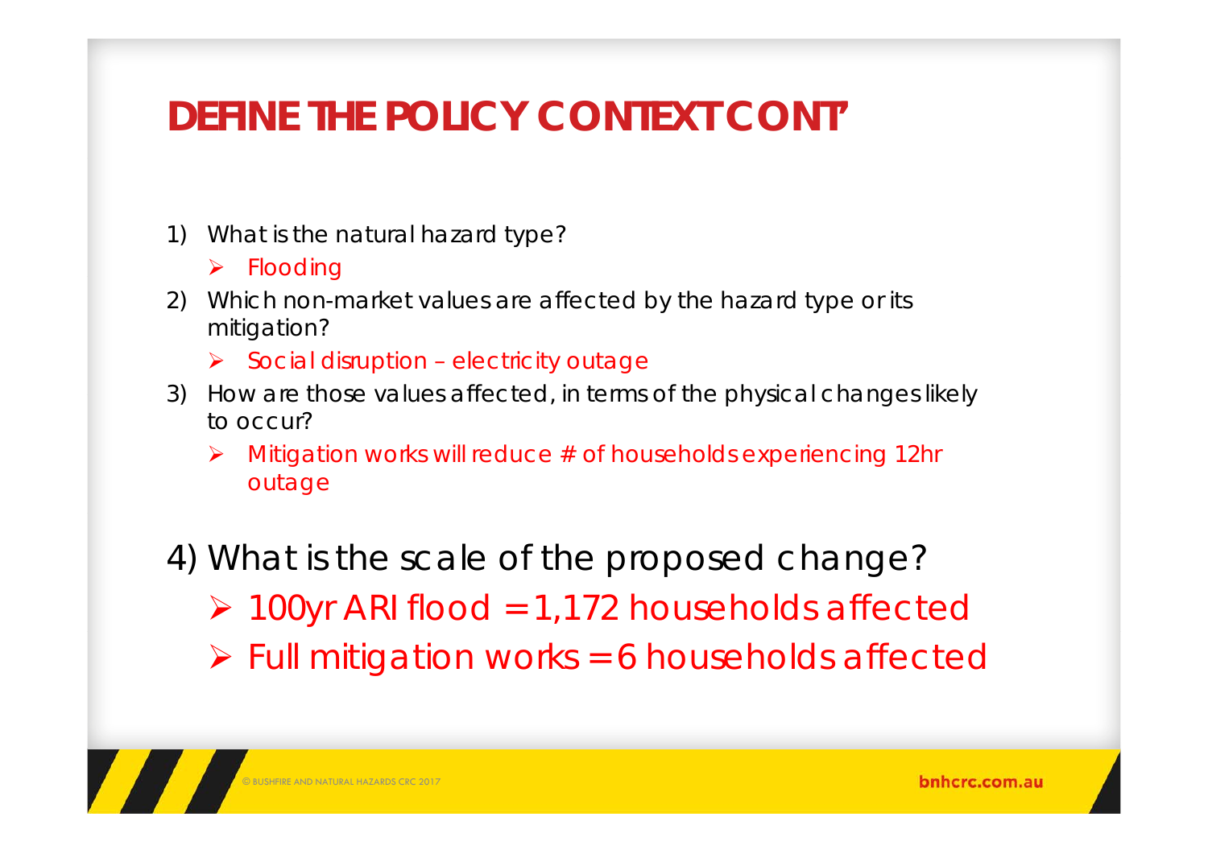# DEFINE THE POLICY CONTEXT CONT'

1) What is the natural hazard type?
   - Flooding
2) Which non-market values are affected by the hazard type or its mitigation?
   - Social disruption – electricity outage
3) How are those values affected, in terms of the physical changes likely to occur?
   - Mitigation works will reduce # of households experiencing 12hr outage
4) What is the scale of the proposed change?
   - 100yr ARI flood = 1,172 households affected
   - Full mitigation works = 6 households affected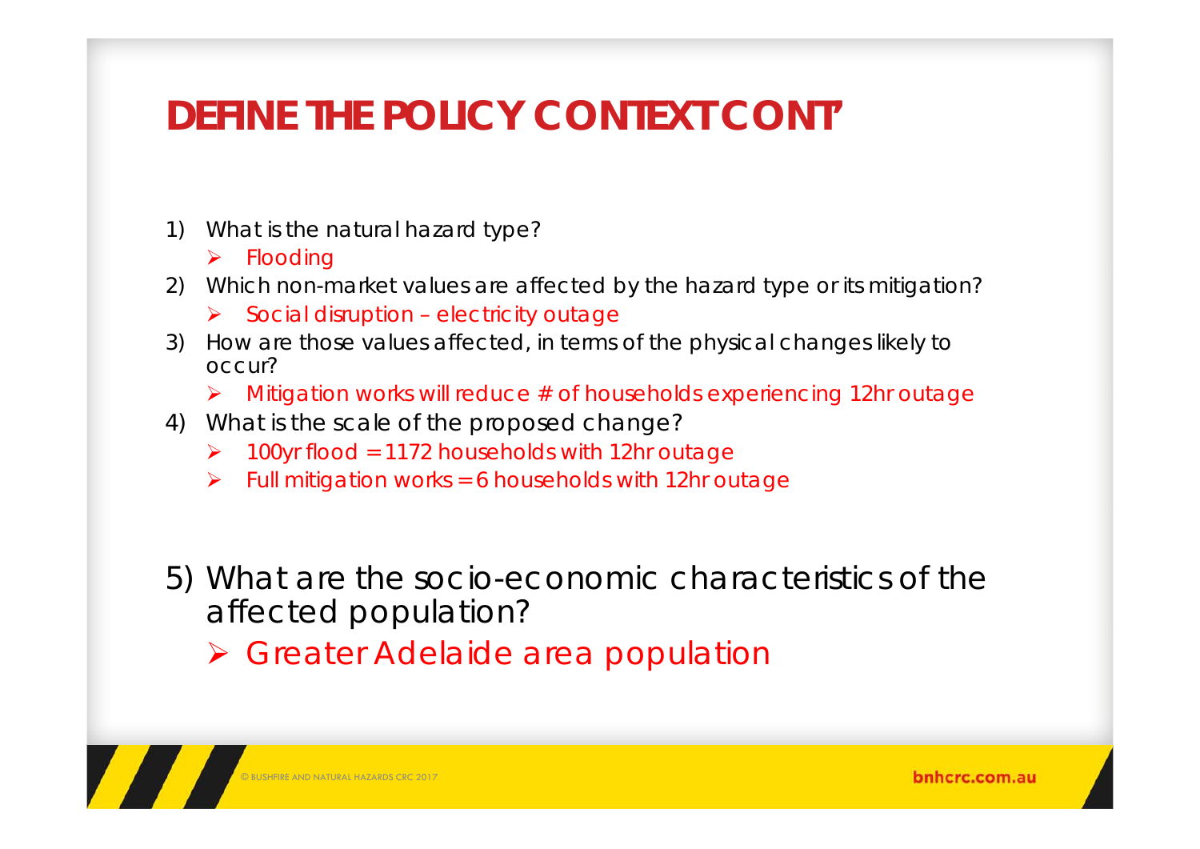# DEFINE THE POLICY CONTEXT CONT'

1) What is the natural hazard type?
   - Flooding
2) Which non-market values are affected by the hazard type or its mitigation?
   - Social disruption – electricity outage
3) How are those values affected, in terms of the physical changes likely to occur?
   - Mitigation works will reduce # of households experiencing 12hr outage
4) What is the scale of the proposed change?
   - 100yr flood = 1172 households with 12hr outage
   - Full mitigation works = 6 households with 12hr outage

5) What are the socio-economic characteristics of the affected population?
   - Greater Adelaide area population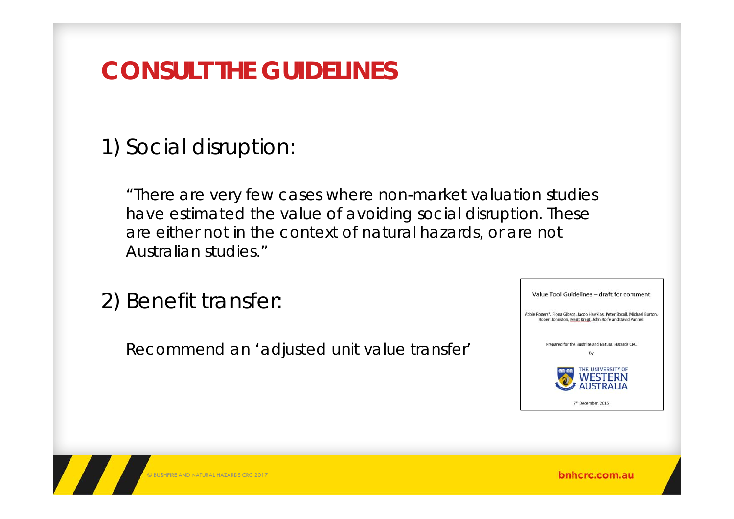# CONSULT THE GUIDELINES

1) Social disruption:

"There are very few cases where non-market valuation studies have estimated the value of avoiding social disruption. These are either not in the context of natural hazards, or are not Australian studies."

2) Benefit transfer:

Recommend an 'adjusted unit value transfer'

Value Tool Guidelines – draft for comment

Abbie Rogers*, Fiona Gibson, Jacob Hawkins, Peter Boxall, Michael Burton, Robert Johnston, Marit Kragt, John Rolfe and David Pannell

Prepared for the Bushfire and Natural Hazards CRC

By

THE UNIVERSITY OF WESTERN AUSTRALIA

7th December, 2016

© BUSHFIRE AND NATURAL HAZARDS CRC 2017

bnhcrc.com.au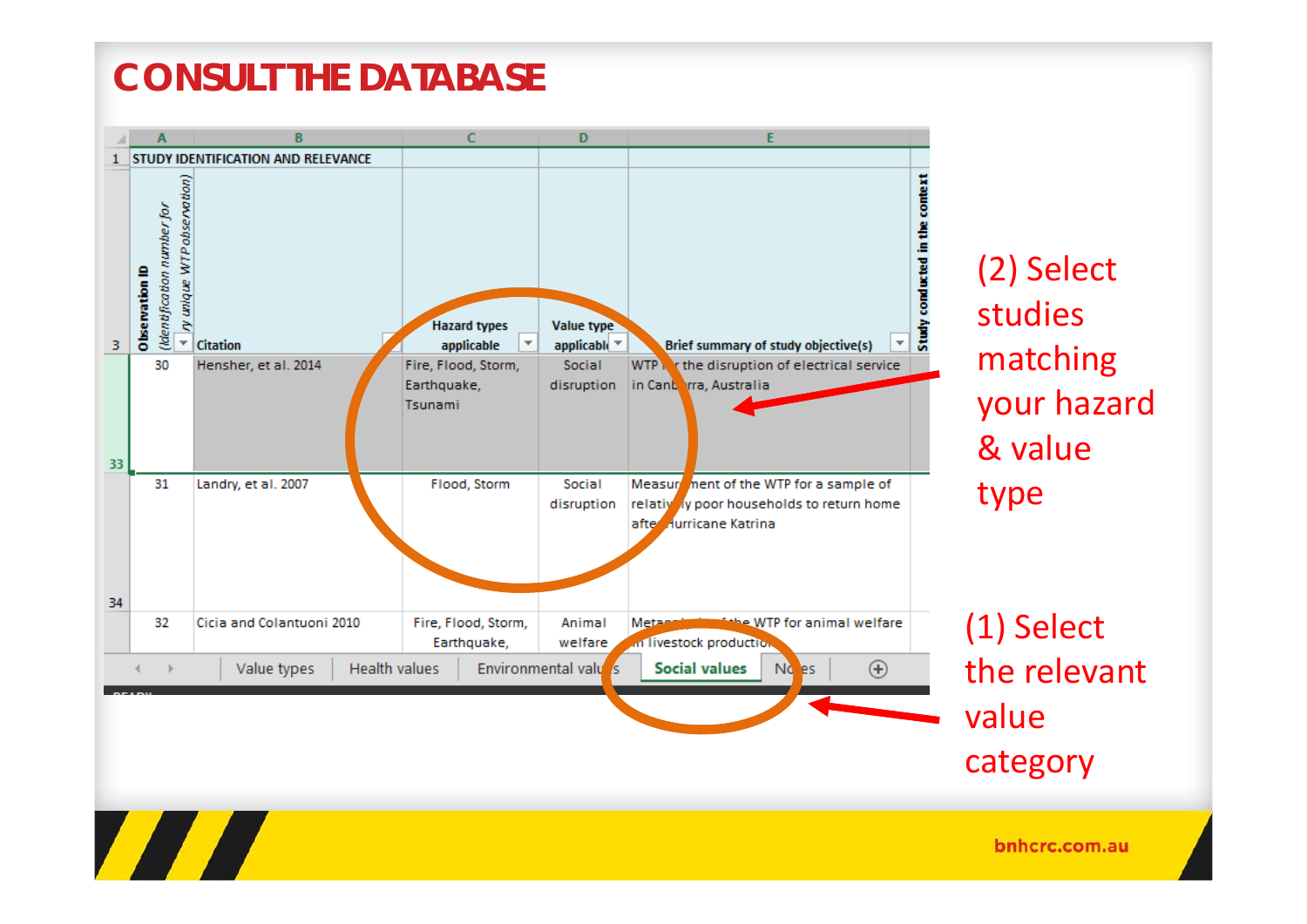# CONSULT THE DATABASE

| | A | B | C | D | E | |
|---|---|---|---|---|---|---|
| 1 | STUDY IDENTIFICATION AND RELEVANCE | | | | | |
| 3 | Observation ID (Identification number for ry unique WTP observation) | Citation | Hazard types applicable | Value type applicable | Brief summary of study objective(s) | Study conducted in the context |
| 33 | 30 | Hensher, et al. 2014 | Fire, Flood, Storm, Earthquake, Tsunami | Social disruption | WTP for the disruption of electrical service in Canberra, Australia | |
| 34 | 31 | Landry, et al. 2007 | Flood, Storm | Social disruption | Measurement of the WTP for a sample of relatively poor households to return home after Hurricane Katrina | |
| | 32 | Cicia and Colantuoni 2010 | Fire, Flood, Storm, Earthquake, | Animal welfare | Meta-analysis of the WTP for animal welfare in livestock production | |

Sheet tabs: Value types | Health values | Environmental values | Social values | Notes

(2) Select studies matching your hazard & value type

(1) Select the relevant value category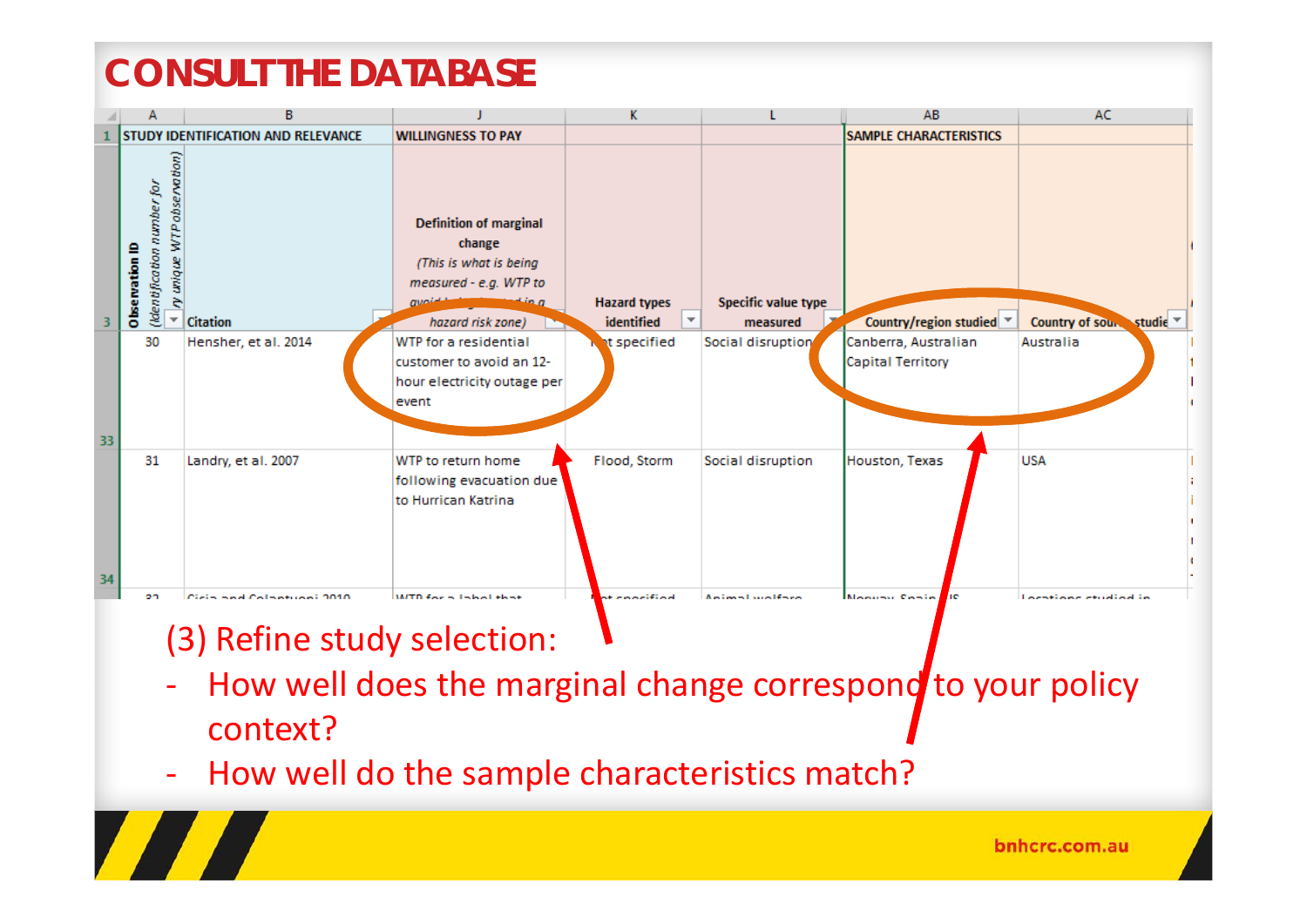# CONSULT THE DATABASE

| | A | B | J | K | L | AB | AC |
|---|---|---|---|---|---|---|---|
| 1 | STUDY IDENTIFICATION AND RELEVANCE | | WILLINGNESS TO PAY | | | SAMPLE CHARACTERISTICS | |
| 3 | Observation ID (Identification number for ry unique WTP observation) | Citation | Definition of marginal change (This is what is being measured - e.g. WTP to avoid ... in a hazard risk zone) | Hazard types identified | Specific value type measured | Country/region studied | Country of sou... studie... |
| 33 | 30 | Hensher, et al. 2014 | WTP for a residential customer to avoid an 12-hour electricity outage per event | ...t specified | Social disruption | Canberra, Australian Capital Territory | Australia |
| 34 | 31 | Landry, et al. 2007 | WTP to return home following evacuation due to Hurrican Katrina | Flood, Storm | Social disruption | Houston, Texas | USA |
| | 32 | Cicia and Colantuoni 2010 | WTP for a label that | ...t specified | Animal welfare | Norway, Spain, US | Locations studied in |

(3) Refine study selection:

- How well does the marginal change correspond to your policy context?
- How well do the sample characteristics match?

bnhcrc.com.au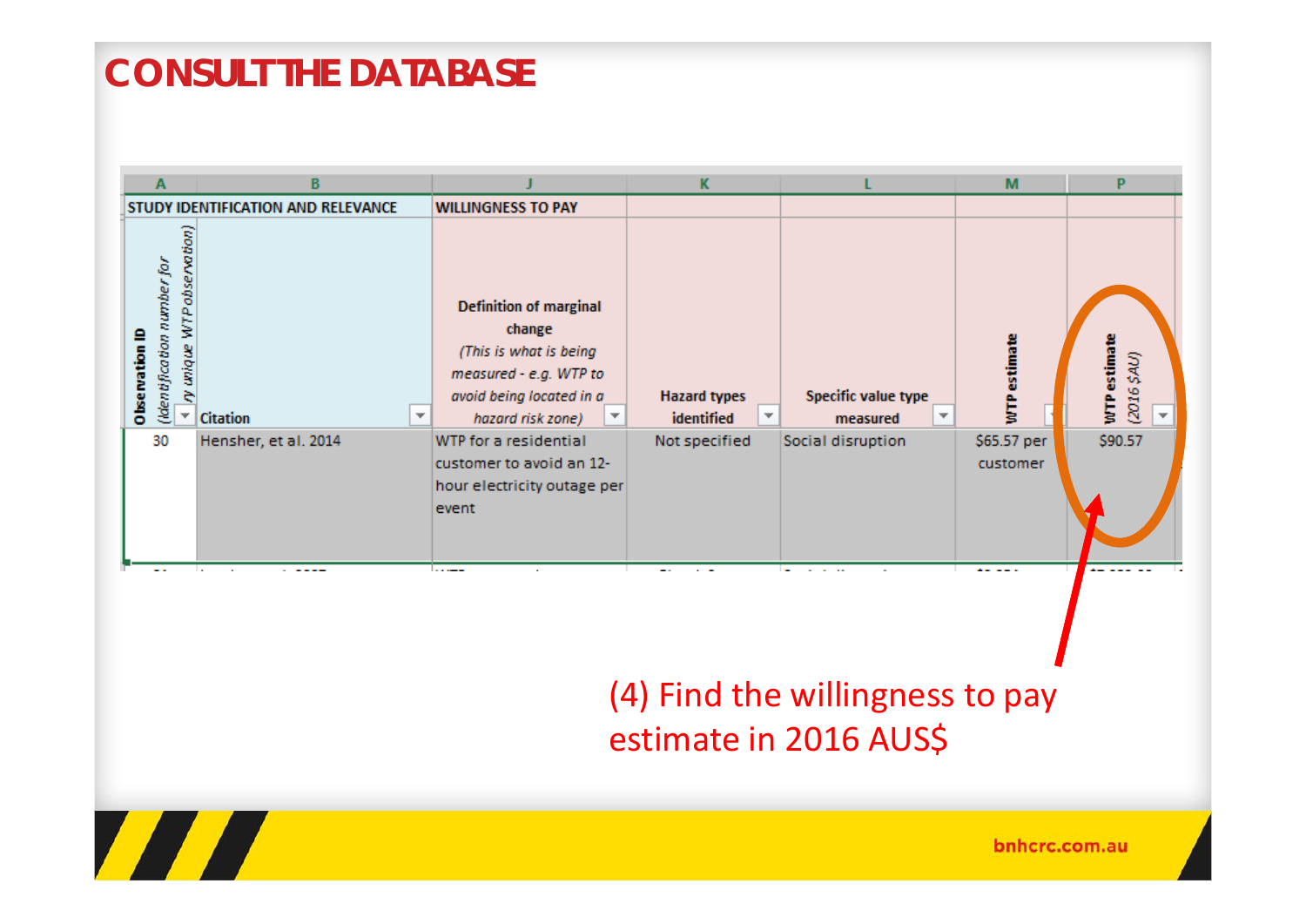# CONSULT THE DATABASE

| A | B | J | K | L | M | P |
|---|---|---|---|---|---|---|
| STUDY IDENTIFICATION AND RELEVANCE | | WILLINGNESS TO PAY | | | | |
| Observation ID *(identification number for ry unique WTP observation)* | Citation | Definition of marginal change *(This is what is being measured - e.g. WTP to avoid being located in a hazard risk zone)* | Hazard types identified | Specific value type measured | WTP estimate | WTP estimate *(2016 $AU)* |
| 30 | Hensher, et al. 2014 | WTP for a residential customer to avoid an 12-hour electricity outage per event | Not specified | Social disruption | $65.57 per customer | $90.57 |

(4) Find the willingness to pay estimate in 2016 AUS$

bnhcrc.com.au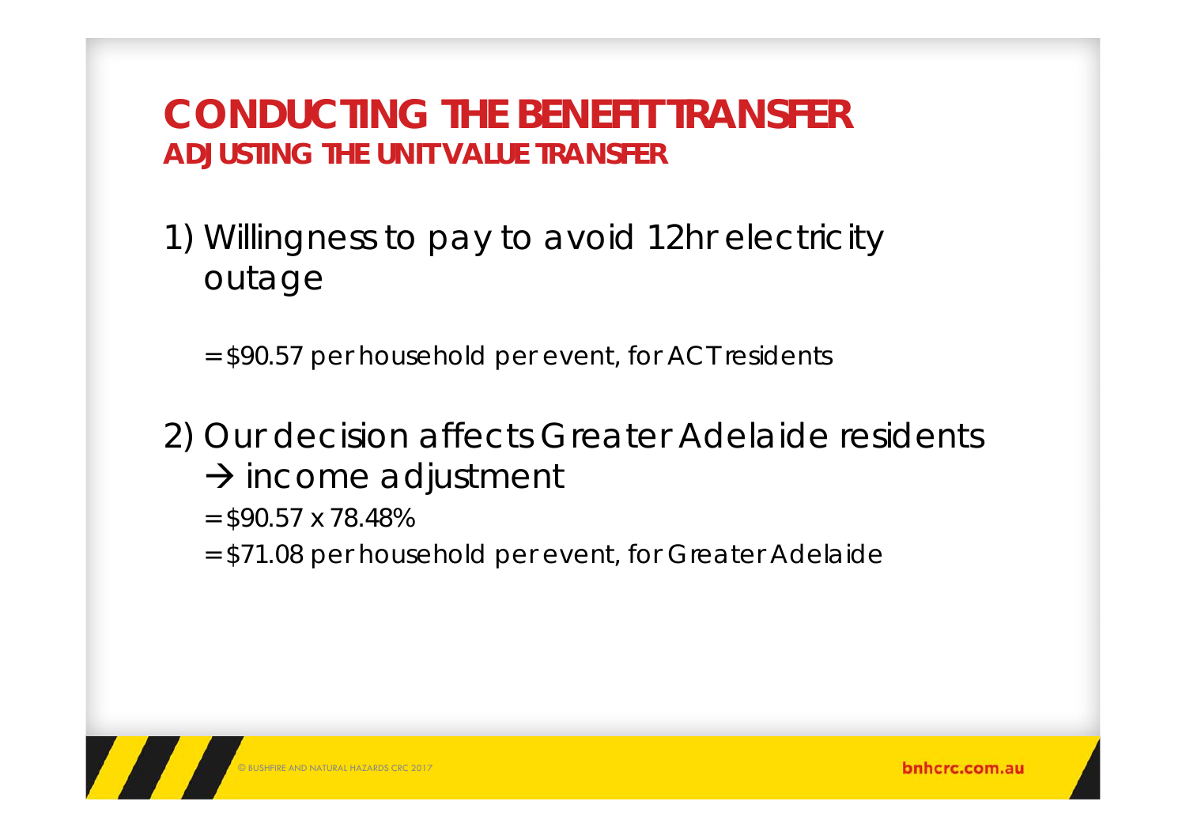# CONDUCTING THE BENEFIT TRANSFER

## ADJUSTING THE UNIT VALUE TRANSFER

1) Willingness to pay to avoid 12hr electricity outage

   = $90.57 per household per event, for ACT residents

2) Our decision affects Greater Adelaide residents → income adjustment

   = $90.57 x 78.48%

   = $71.08 per household per event, for Greater Adelaide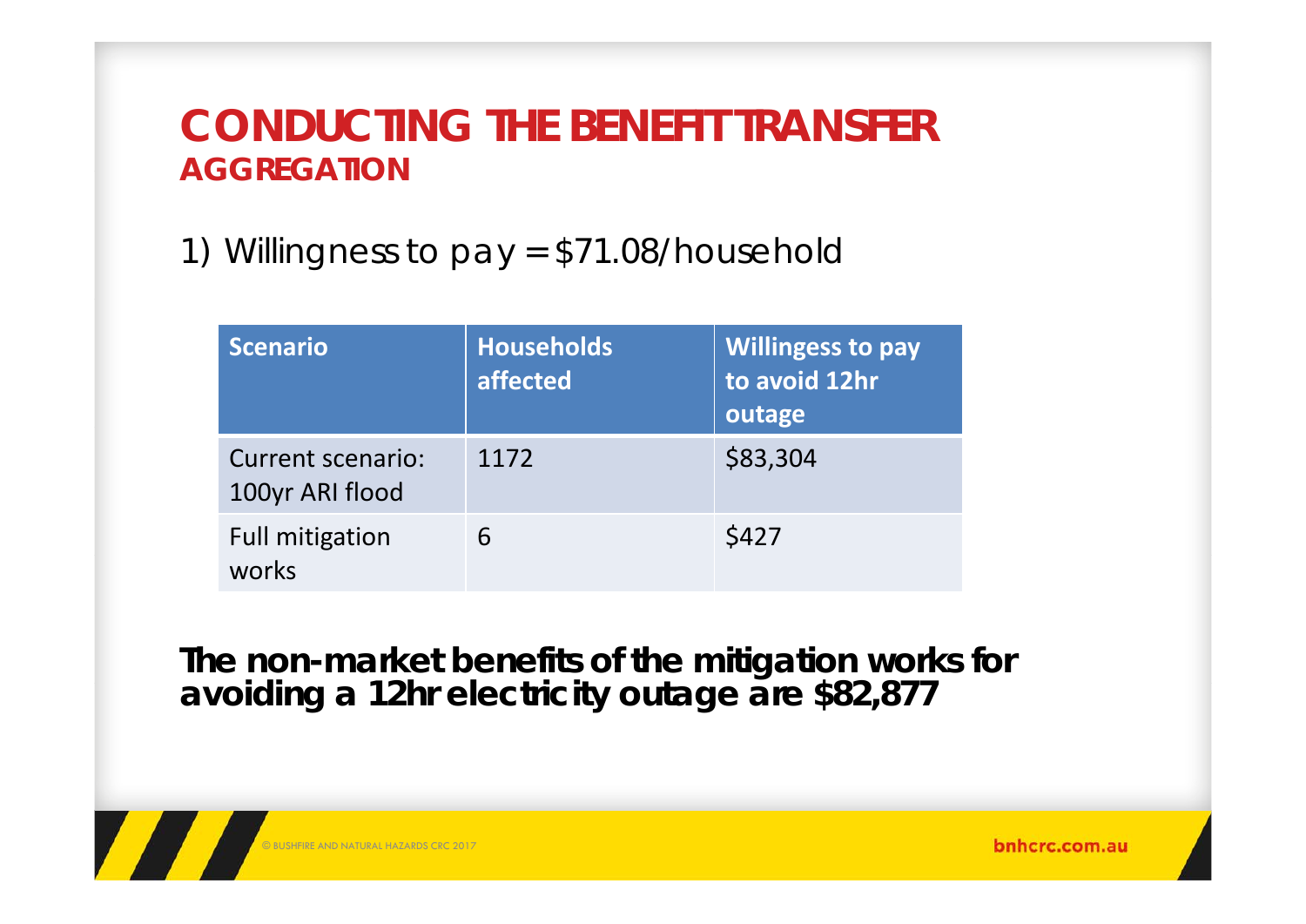# CONDUCTING THE BENEFIT TRANSFER

## AGGREGATION

1) Willingness to pay = $71.08/household

| Scenario | Households affected | Willingess to pay to avoid 12hr outage |
|---|---|---|
| Current scenario: 100yr ARI flood | 1172 | $83,304 |
| Full mitigation works | 6 | $427 |

**The non-market benefits of the mitigation works for avoiding a 12hr electricity outage are $82,877**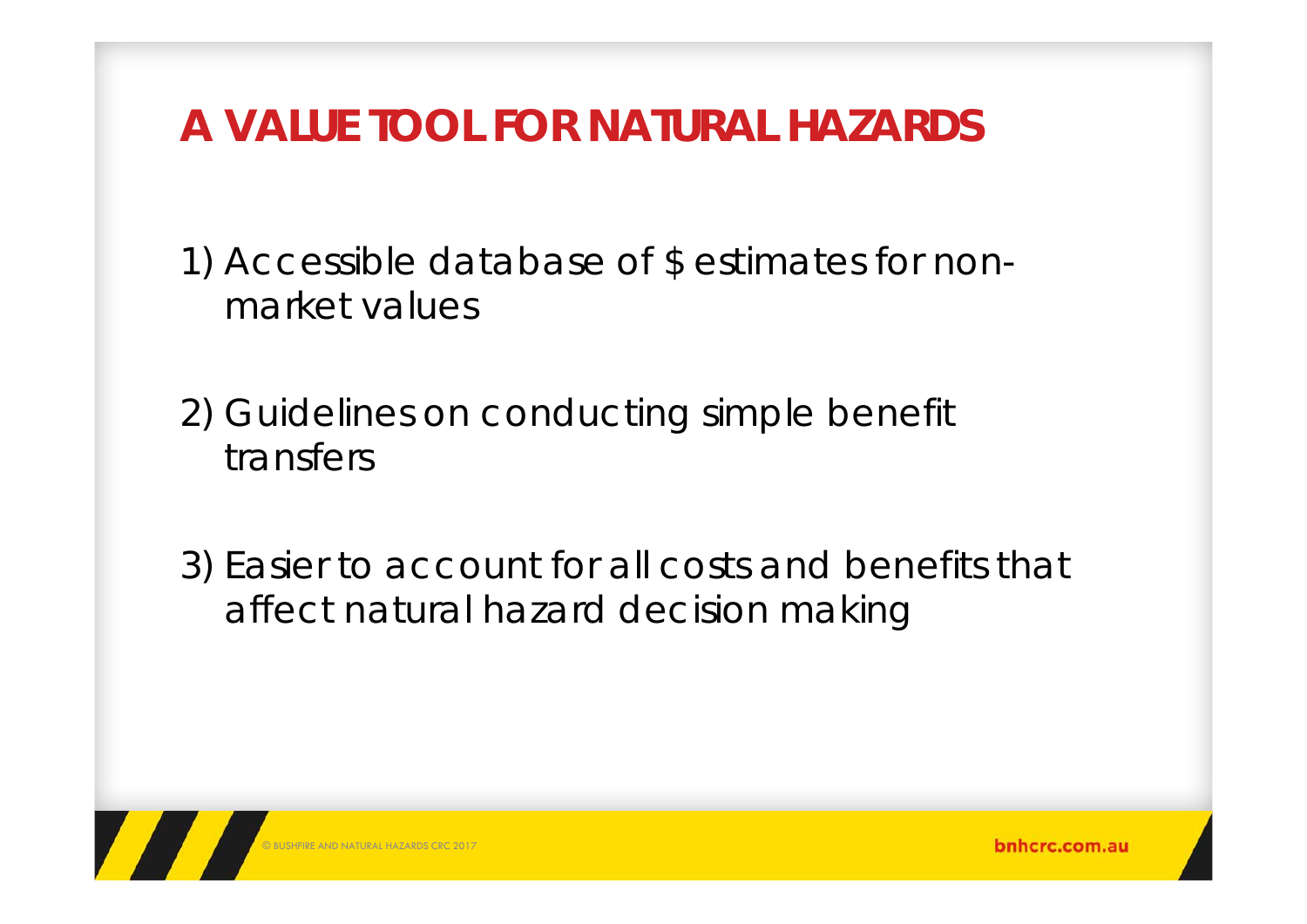# A VALUE TOOL FOR NATURAL HAZARDS

1) Accessible database of $ estimates for non-market values

2) Guidelines on conducting simple benefit transfers

3) Easier to account for all costs and benefits that affect natural hazard decision making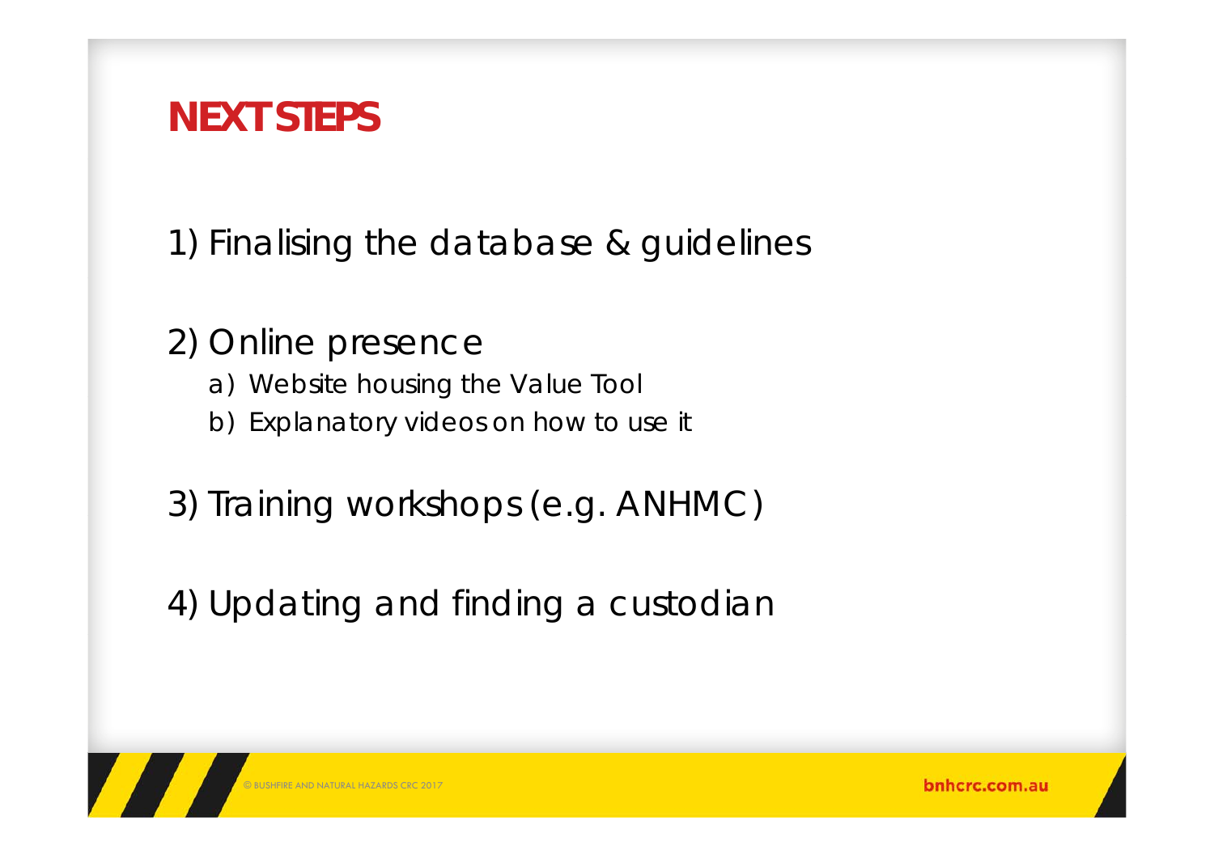# NEXT STEPS

1) Finalising the database & guidelines

2) Online presence
   a) Website housing the Value Tool
   b) Explanatory videos on how to use it

3) Training workshops (e.g. ANHMC)

4) Updating and finding a custodian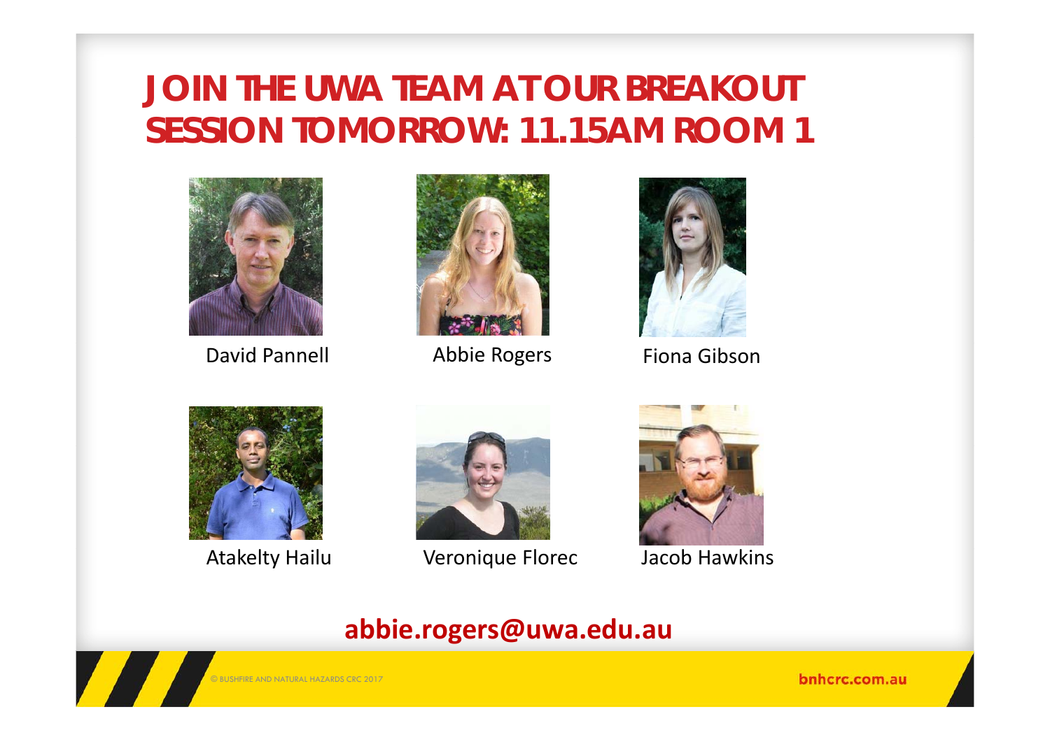# JOIN THE UWA TEAM AT OUR BREAKOUT SESSION TOMORROW: 11.15AM ROOM 1

David Pannell

Abbie Rogers

Fiona Gibson

Atakelty Hailu

Veronique Florec

Jacob Hawkins

**abbie.rogers@uwa.edu.au**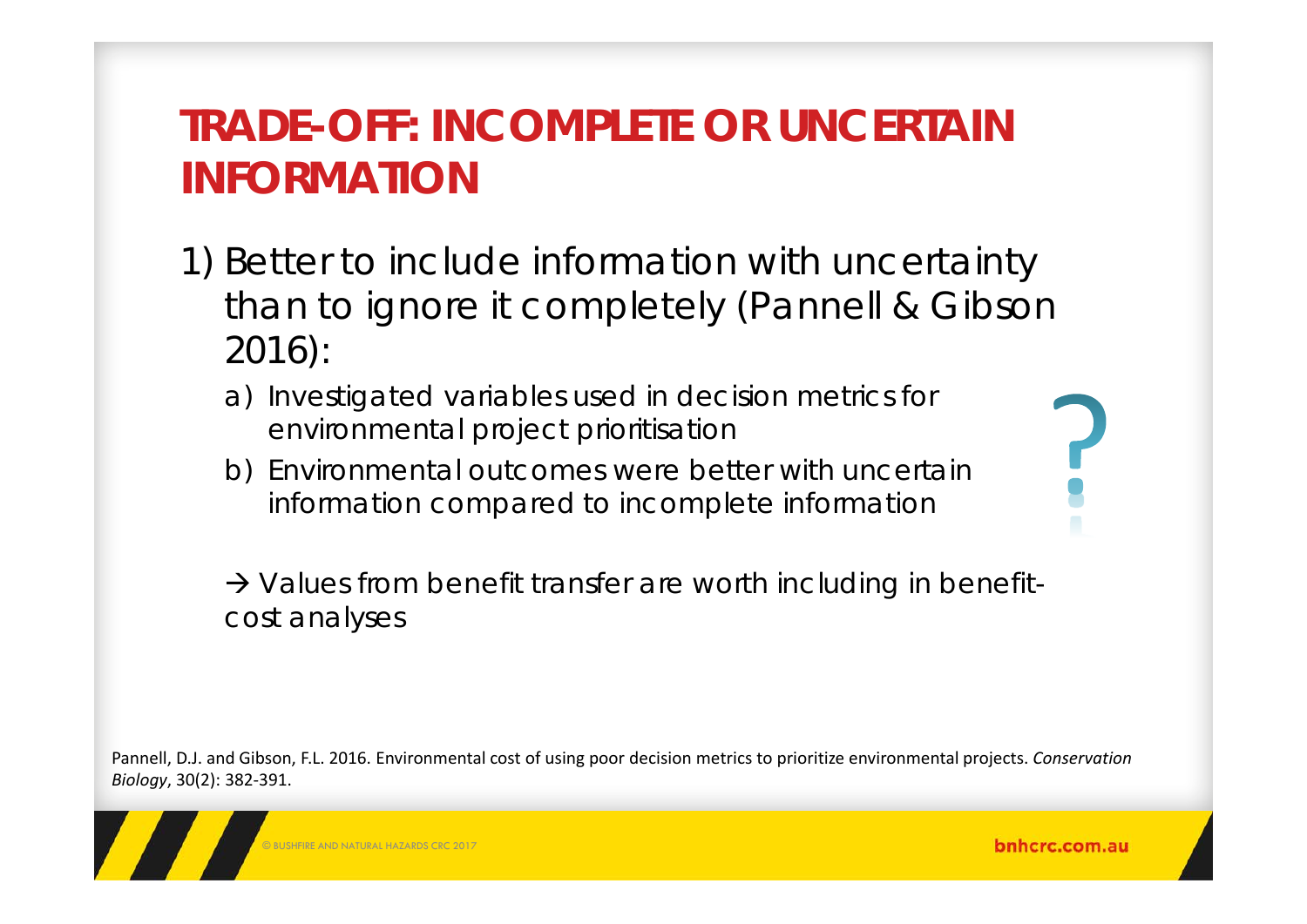# TRADE-OFF: INCOMPLETE OR UNCERTAIN INFORMATION

1) Better to include information with uncertainty than to ignore it completely (Pannell & Gibson 2016):
   a) Investigated variables used in decision metrics for environmental project prioritisation
   b) Environmental outcomes were better with uncertain information compared to incomplete information

→ Values from benefit transfer are worth including in benefit-cost analyses

Pannell, D.J. and Gibson, F.L. 2016. Environmental cost of using poor decision metrics to prioritize environmental projects. *Conservation Biology*, 30(2): 382-391.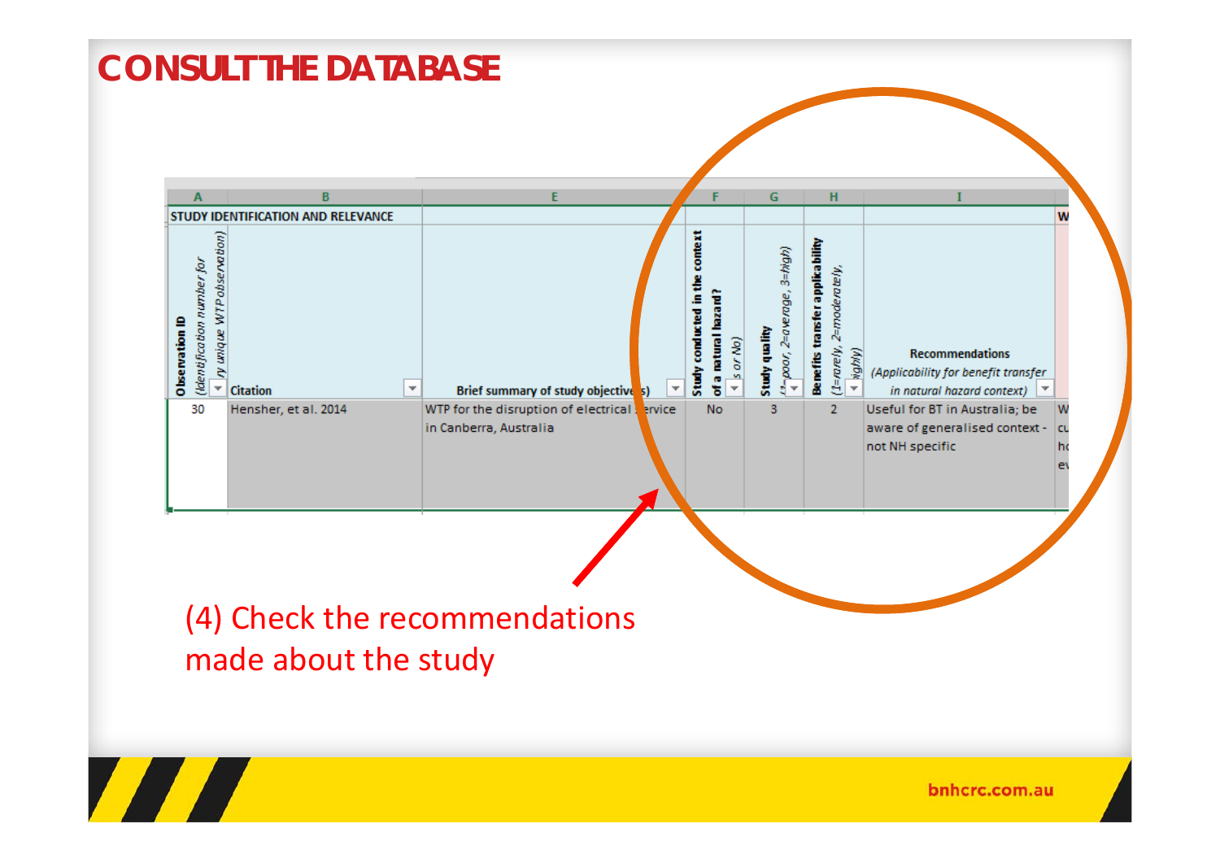# CONSULT THE DATABASE

| A | B | E | F | G | H | I |
|---|---|---|---|---|---|---|
| STUDY IDENTIFICATION AND RELEVANCE | | | | | | |
| **Observation ID** *(Identification number for ry unique WTP observation)* | **Citation** | **Brief summary of study objectives)** | **Study conducted in the context of a natural hazard?** *(s or No)* | **Study quality** *(1=poor, 2=average, 3=high)* | **Benefits transfer applicability** *(1=rarely, 2=moderately, highly)* | **Recommendations** *(Applicability for benefit transfer in natural hazard context)* |
| 30 | Hensher, et al. 2014 | WTP for the disruption of electrical service in Canberra, Australia | No | 3 | 2 | Useful for BT in Australia; be aware of generalised context - not NH specific |

(4) Check the recommendations made about the study